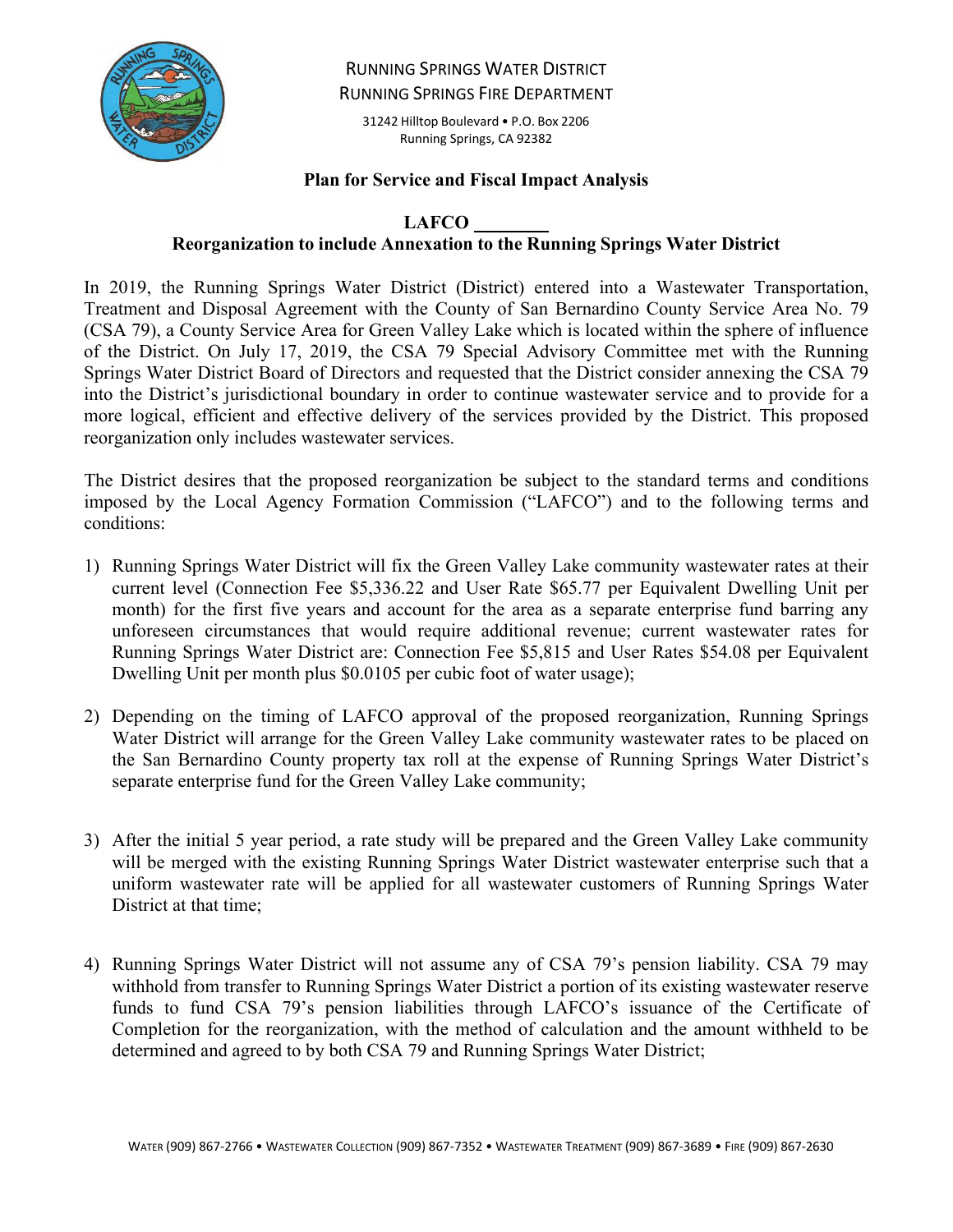RUNNING SPRINGS WATER DISTRICT
RUNNING SPRINGS FIRE DEPARTMENT

31242 Hilltop Boulevard • P.O. Box 2206
Running Springs, CA 92382

## Plan for Service and Fiscal Impact Analysis

### LAFCO ________
### Reorganization to include Annexation to the Running Springs Water District

In 2019, the Running Springs Water District (District) entered into a Wastewater Transportation, Treatment and Disposal Agreement with the County of San Bernardino County Service Area No. 79 (CSA 79), a County Service Area for Green Valley Lake which is located within the sphere of influence of the District. On July 17, 2019, the CSA 79 Special Advisory Committee met with the Running Springs Water District Board of Directors and requested that the District consider annexing the CSA 79 into the District's jurisdictional boundary in order to continue wastewater service and to provide for a more logical, efficient and effective delivery of the services provided by the District. This proposed reorganization only includes wastewater services.

The District desires that the proposed reorganization be subject to the standard terms and conditions imposed by the Local Agency Formation Commission ("LAFCO") and to the following terms and conditions:

1) Running Springs Water District will fix the Green Valley Lake community wastewater rates at their current level (Connection Fee $5,336.22 and User Rate $65.77 per Equivalent Dwelling Unit per month) for the first five years and account for the area as a separate enterprise fund barring any unforeseen circumstances that would require additional revenue; current wastewater rates for Running Springs Water District are: Connection Fee $5,815 and User Rates $54.08 per Equivalent Dwelling Unit per month plus $0.0105 per cubic foot of water usage);

2) Depending on the timing of LAFCO approval of the proposed reorganization, Running Springs Water District will arrange for the Green Valley Lake community wastewater rates to be placed on the San Bernardino County property tax roll at the expense of Running Springs Water District's separate enterprise fund for the Green Valley Lake community;

3) After the initial 5 year period, a rate study will be prepared and the Green Valley Lake community will be merged with the existing Running Springs Water District wastewater enterprise such that a uniform wastewater rate will be applied for all wastewater customers of Running Springs Water District at that time;

4) Running Springs Water District will not assume any of CSA 79's pension liability. CSA 79 may withhold from transfer to Running Springs Water District a portion of its existing wastewater reserve funds to fund CSA 79's pension liabilities through LAFCO's issuance of the Certificate of Completion for the reorganization, with the method of calculation and the amount withheld to be determined and agreed to by both CSA 79 and Running Springs Water District;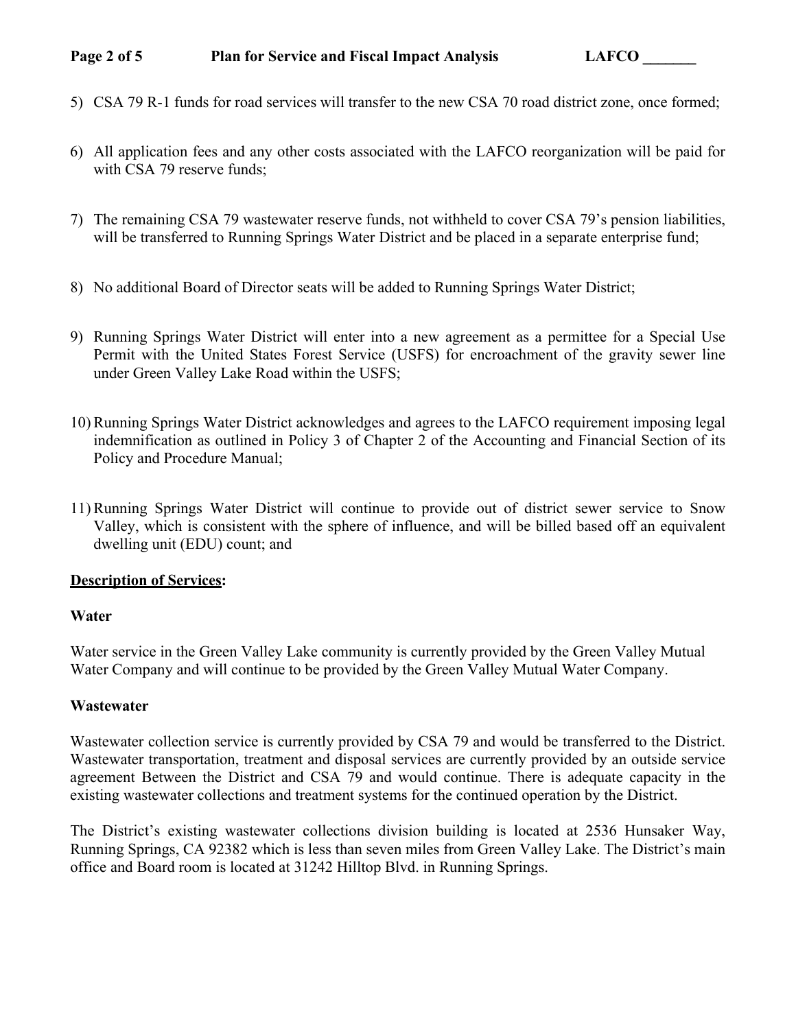5) CSA 79 R-1 funds for road services will transfer to the new CSA 70 road district zone, once formed;

6) All application fees and any other costs associated with the LAFCO reorganization will be paid for with CSA 79 reserve funds;

7) The remaining CSA 79 wastewater reserve funds, not withheld to cover CSA 79's pension liabilities, will be transferred to Running Springs Water District and be placed in a separate enterprise fund;

8) No additional Board of Director seats will be added to Running Springs Water District;

9) Running Springs Water District will enter into a new agreement as a permittee for a Special Use Permit with the United States Forest Service (USFS) for encroachment of the gravity sewer line under Green Valley Lake Road within the USFS;

10) Running Springs Water District acknowledges and agrees to the LAFCO requirement imposing legal indemnification as outlined in Policy 3 of Chapter 2 of the Accounting and Financial Section of its Policy and Procedure Manual;

11) Running Springs Water District will continue to provide out of district sewer service to Snow Valley, which is consistent with the sphere of influence, and will be billed based off an equivalent dwelling unit (EDU) count; and

**Description of Services:**

**Water**

Water service in the Green Valley Lake community is currently provided by the Green Valley Mutual Water Company and will continue to be provided by the Green Valley Mutual Water Company.

**Wastewater**

Wastewater collection service is currently provided by CSA 79 and would be transferred to the District. Wastewater transportation, treatment and disposal services are currently provided by an outside service agreement Between the District and CSA 79 and would continue. There is adequate capacity in the existing wastewater collections and treatment systems for the continued operation by the District.

The District's existing wastewater collections division building is located at 2536 Hunsaker Way, Running Springs, CA 92382 which is less than seven miles from Green Valley Lake. The District's main office and Board room is located at 31242 Hilltop Blvd. in Running Springs.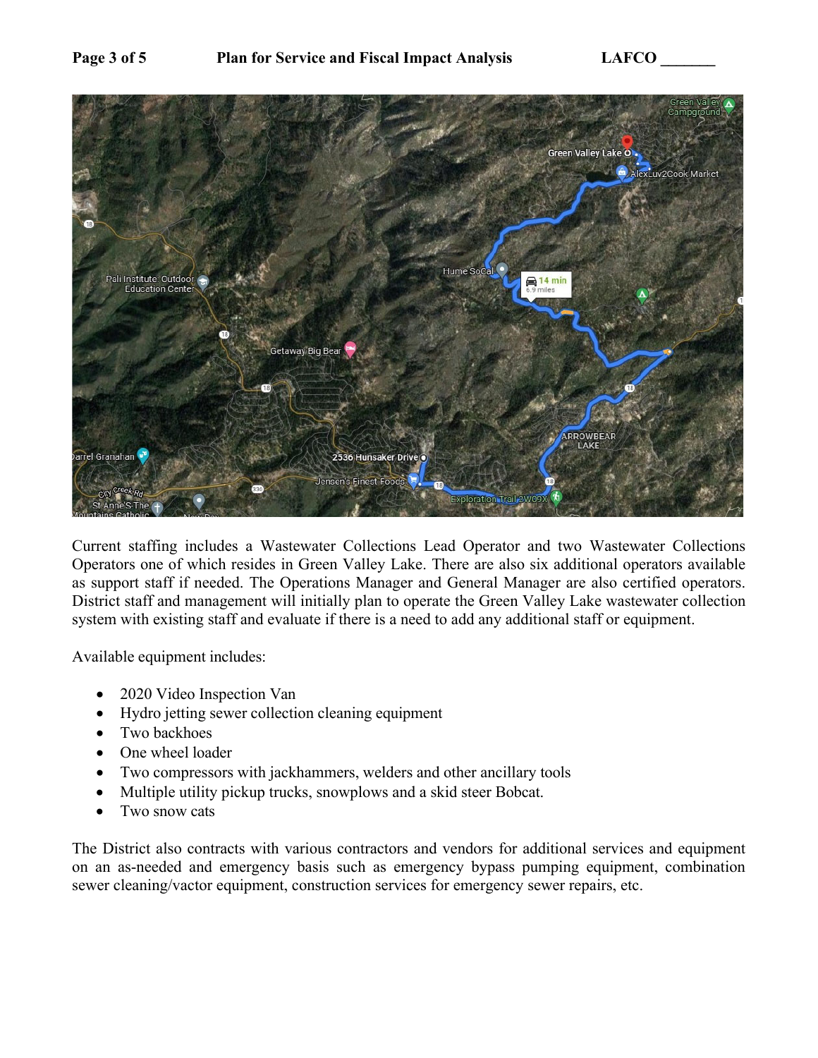Current staffing includes a Wastewater Collections Lead Operator and two Wastewater Collections Operators one of which resides in Green Valley Lake. There are also six additional operators available as support staff if needed. The Operations Manager and General Manager are also certified operators. District staff and management will initially plan to operate the Green Valley Lake wastewater collection system with existing staff and evaluate if there is a need to add any additional staff or equipment.

Available equipment includes:

- 2020 Video Inspection Van
- Hydro jetting sewer collection cleaning equipment
- Two backhoes
- One wheel loader
- Two compressors with jackhammers, welders and other ancillary tools
- Multiple utility pickup trucks, snowplows and a skid steer Bobcat.
- Two snow cats

The District also contracts with various contractors and vendors for additional services and equipment on an as-needed and emergency basis such as emergency bypass pumping equipment, combination sewer cleaning/vactor equipment, construction services for emergency sewer repairs, etc.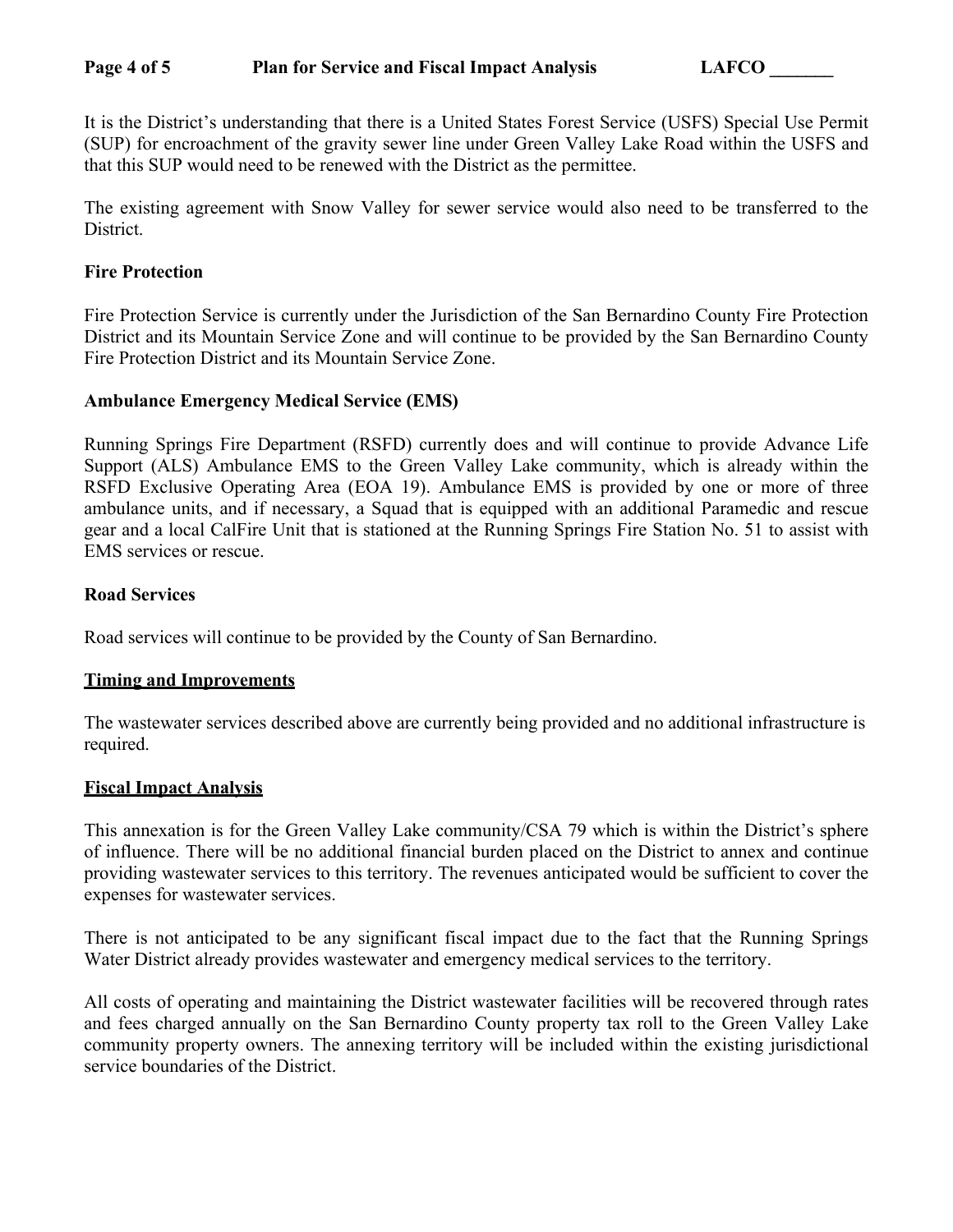It is the District's understanding that there is a United States Forest Service (USFS) Special Use Permit (SUP) for encroachment of the gravity sewer line under Green Valley Lake Road within the USFS and that this SUP would need to be renewed with the District as the permittee.

The existing agreement with Snow Valley for sewer service would also need to be transferred to the District.

**Fire Protection**

Fire Protection Service is currently under the Jurisdiction of the San Bernardino County Fire Protection District and its Mountain Service Zone and will continue to be provided by the San Bernardino County Fire Protection District and its Mountain Service Zone.

**Ambulance Emergency Medical Service (EMS)**

Running Springs Fire Department (RSFD) currently does and will continue to provide Advance Life Support (ALS) Ambulance EMS to the Green Valley Lake community, which is already within the RSFD Exclusive Operating Area (EOA 19). Ambulance EMS is provided by one or more of three ambulance units, and if necessary, a Squad that is equipped with an additional Paramedic and rescue gear and a local CalFire Unit that is stationed at the Running Springs Fire Station No. 51 to assist with EMS services or rescue.

**Road Services**

Road services will continue to be provided by the County of San Bernardino.

## Timing and Improvements

The wastewater services described above are currently being provided and no additional infrastructure is required.

## Fiscal Impact Analysis

This annexation is for the Green Valley Lake community/CSA 79 which is within the District's sphere of influence. There will be no additional financial burden placed on the District to annex and continue providing wastewater services to this territory. The revenues anticipated would be sufficient to cover the expenses for wastewater services.

There is not anticipated to be any significant fiscal impact due to the fact that the Running Springs Water District already provides wastewater and emergency medical services to the territory.

All costs of operating and maintaining the District wastewater facilities will be recovered through rates and fees charged annually on the San Bernardino County property tax roll to the Green Valley Lake community property owners. The annexing territory will be included within the existing jurisdictional service boundaries of the District.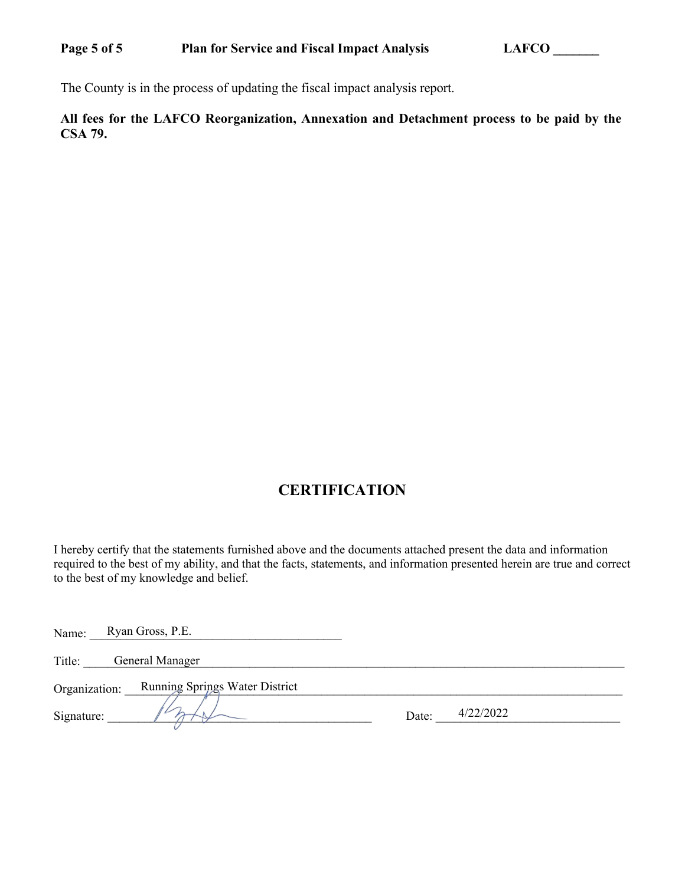The County is in the process of updating the fiscal impact analysis report.

**All fees for the LAFCO Reorganization, Annexation and Detachment process to be paid by the CSA 79.**

## CERTIFICATION

I hereby certify that the statements furnished above and the documents attached present the data and information required to the best of my ability, and that the facts, statements, and information presented herein are true and correct to the best of my knowledge and belief.

Name: Ryan Gross, P.E.

Title: General Manager

Organization: Running Springs Water District

Signature: _______________ Date: 4/22/2022